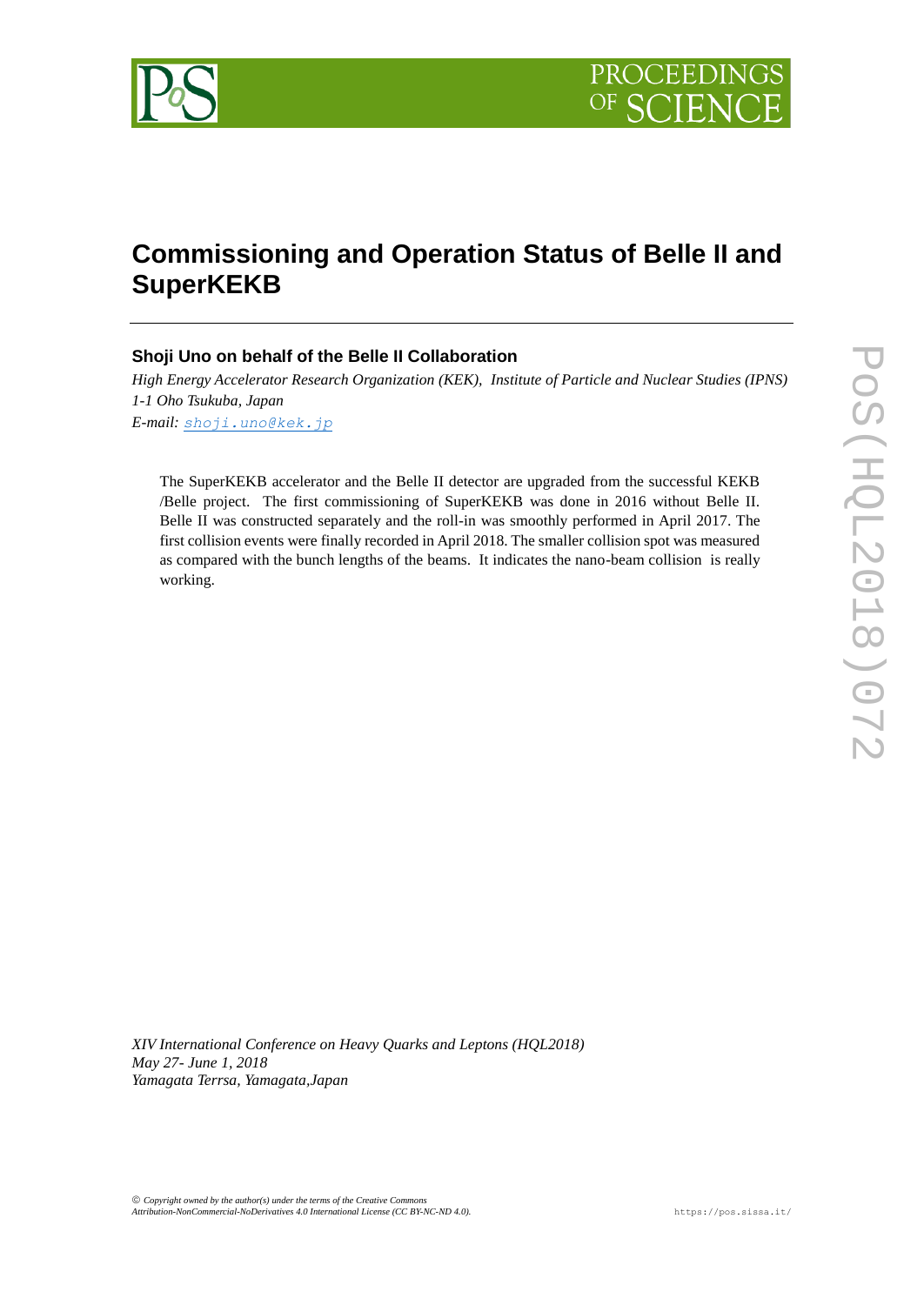# Commissioning and Operation Status of Belle II and SuperKEKB

**Shoji Uno on behalf of the Belle II Collaboration**

*High Energy Accelerator Research Organization (KEK), Institute of Particle and Nuclear Studies (IPNS)*
*1-1 Oho Tsukuba, Japan*
*E-mail:* shoji.uno@kek.jp

The SuperKEKB accelerator and the Belle II detector are upgraded from the successful KEKB /Belle project. The first commissioning of SuperKEKB was done in 2016 without Belle II. Belle II was constructed separately and the roll-in was smoothly performed in April 2017. The first collision events were finally recorded in April 2018. The smaller collision spot was measured as compared with the bunch lengths of the beams. It indicates the nano-beam collision is really working.

*XIV International Conference on Heavy Quarks and Leptons (HQL2018)*
*May 27- June 1, 2018*
*Yamagata Terrsa, Yamagata,Japan*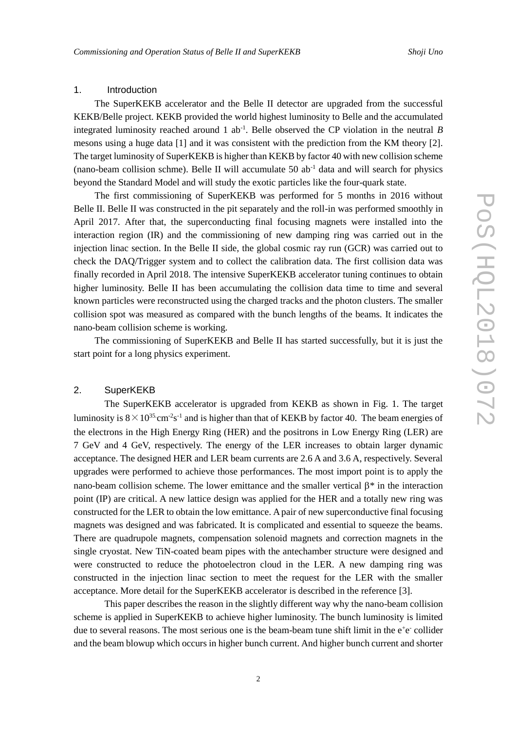## 1. Introduction

The SuperKEKB accelerator and the Belle II detector are upgraded from the successful KEKB/Belle project. KEKB provided the world highest luminosity to Belle and the accumulated integrated luminosity reached around 1 $ab^{-1}$. Belle observed the CP violation in the neutral *B* mesons using a huge data [1] and it was consistent with the prediction from the KM theory [2]. The target luminosity of SuperKEKB is higher than KEKB by factor 40 with new collision scheme (nano-beam collision schme). Belle II will accumulate 50 $ab^{-1}$ data and will search for physics beyond the Standard Model and will study the exotic particles like the four-quark state.

The first commissioning of SuperKEKB was performed for 5 months in 2016 without Belle II. Belle II was constructed in the pit separately and the roll-in was performed smoothly in April 2017. After that, the superconducting final focusing magnets were installed into the interaction region (IR) and the commissioning of new damping ring was carried out in the injection linac section. In the Belle II side, the global cosmic ray run (GCR) was carried out to check the DAQ/Trigger system and to collect the calibration data. The first collision data was finally recorded in April 2018. The intensive SuperKEKB accelerator tuning continues to obtain higher luminosity. Belle II has been accumulating the collision data time to time and several known particles were reconstructed using the charged tracks and the photon clusters. The smaller collision spot was measured as compared with the bunch lengths of the beams. It indicates the nano-beam collision scheme is working.

The commissioning of SuperKEKB and Belle II has started successfully, but it is just the start point for a long physics experiment.

## 2. SuperKEKB

The SuperKEKB accelerator is upgraded from KEKB as shown in Fig. 1. The target luminosity is $8\times10^{35}$ $cm^{-2}s^{-1}$ and is higher than that of KEKB by factor 40. The beam energies of the electrons in the High Energy Ring (HER) and the positrons in Low Energy Ring (LER) are 7 GeV and 4 GeV, respectively. The energy of the LER increases to obtain larger dynamic acceptance. The designed HER and LER beam currents are 2.6 A and 3.6 A, respectively. Several upgrades were performed to achieve those performances. The most import point is to apply the nano-beam collision scheme. The lower emittance and the smaller vertical $\beta^*$ in the interaction point (IP) are critical. A new lattice design was applied for the HER and a totally new ring was constructed for the LER to obtain the low emittance. A pair of new superconductive final focusing magnets was designed and was fabricated. It is complicated and essential to squeeze the beams. There are quadrupole magnets, compensation solenoid magnets and correction magnets in the single cryostat. New TiN-coated beam pipes with the antechamber structure were designed and were constructed to reduce the photoelectron cloud in the LER. A new damping ring was constructed in the injection linac section to meet the request for the LER with the smaller acceptance. More detail for the SuperKEKB accelerator is described in the reference [3].

This paper describes the reason in the slightly different way why the nano-beam collision scheme is applied in SuperKEKB to achieve higher luminosity. The bunch luminosity is limited due to several reasons. The most serious one is the beam-beam tune shift limit in the $e^+e^-$ collider and the beam blowup which occurs in higher bunch current. And higher bunch current and shorter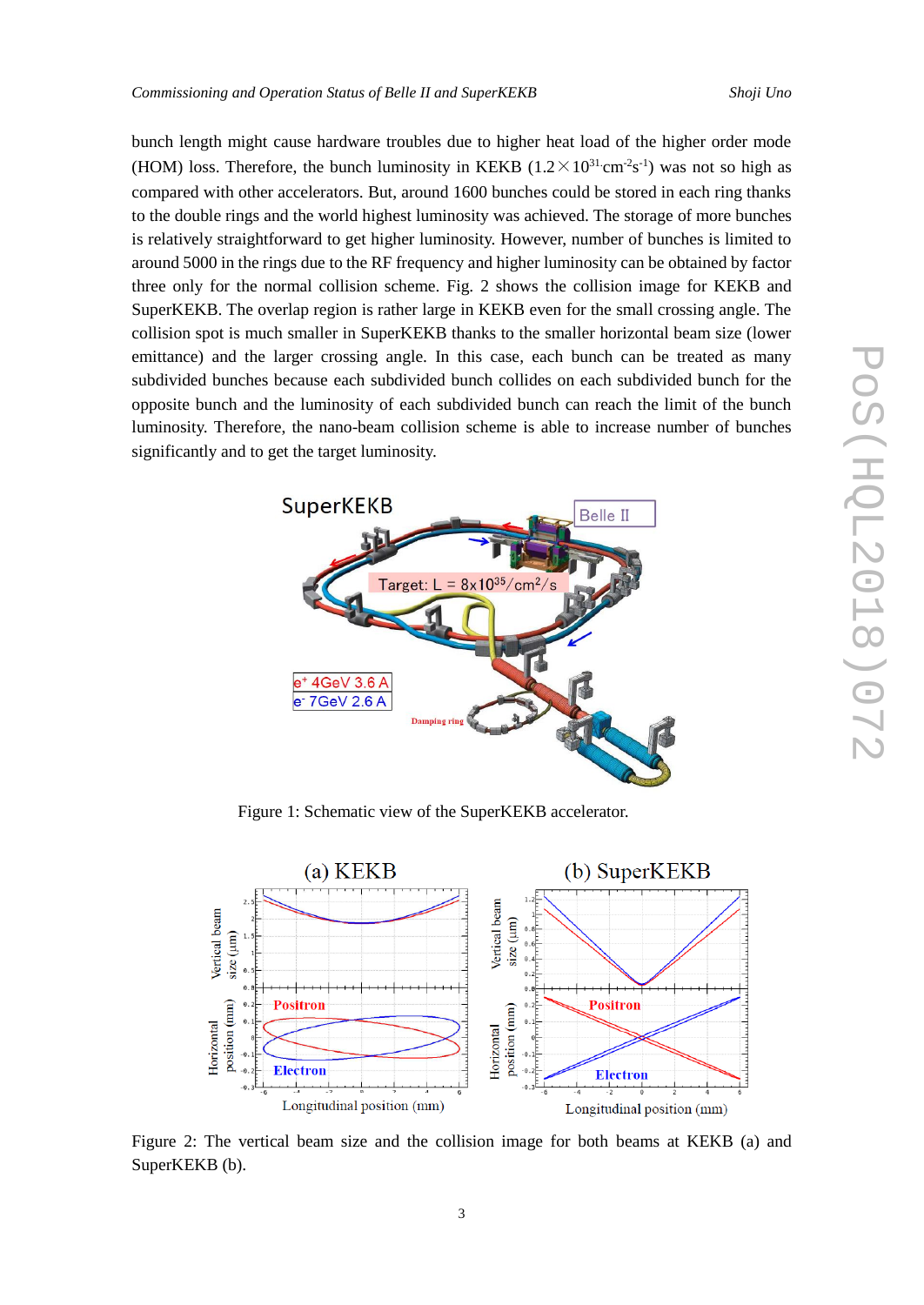bunch length might cause hardware troubles due to higher heat load of the higher order mode (HOM) loss. Therefore, the bunch luminosity in KEKB ($1.2\times10^{31}$ $cm^{-2}s^{-1}$) was not so high as compared with other accelerators. But, around 1600 bunches could be stored in each ring thanks to the double rings and the world highest luminosity was achieved. The storage of more bunches is relatively straightforward to get higher luminosity. However, number of bunches is limited to around 5000 in the rings due to the RF frequency and higher luminosity can be obtained by factor three only for the normal collision scheme. Fig. 2 shows the collision image for KEKB and SuperKEKB. The overlap region is rather large in KEKB even for the small crossing angle. The collision spot is much smaller in SuperKEKB thanks to the smaller horizontal beam size (lower emittance) and the larger crossing angle. In this case, each bunch can be treated as many subdivided bunches because each subdivided bunch collides on each subdivided bunch for the opposite bunch and the luminosity of each subdivided bunch can reach the limit of the bunch luminosity. Therefore, the nano-beam collision scheme is able to increase number of bunches significantly and to get the target luminosity.

Figure 1: Schematic view of the SuperKEKB accelerator.

Figure 2: The vertical beam size and the collision image for both beams at KEKB (a) and SuperKEKB (b).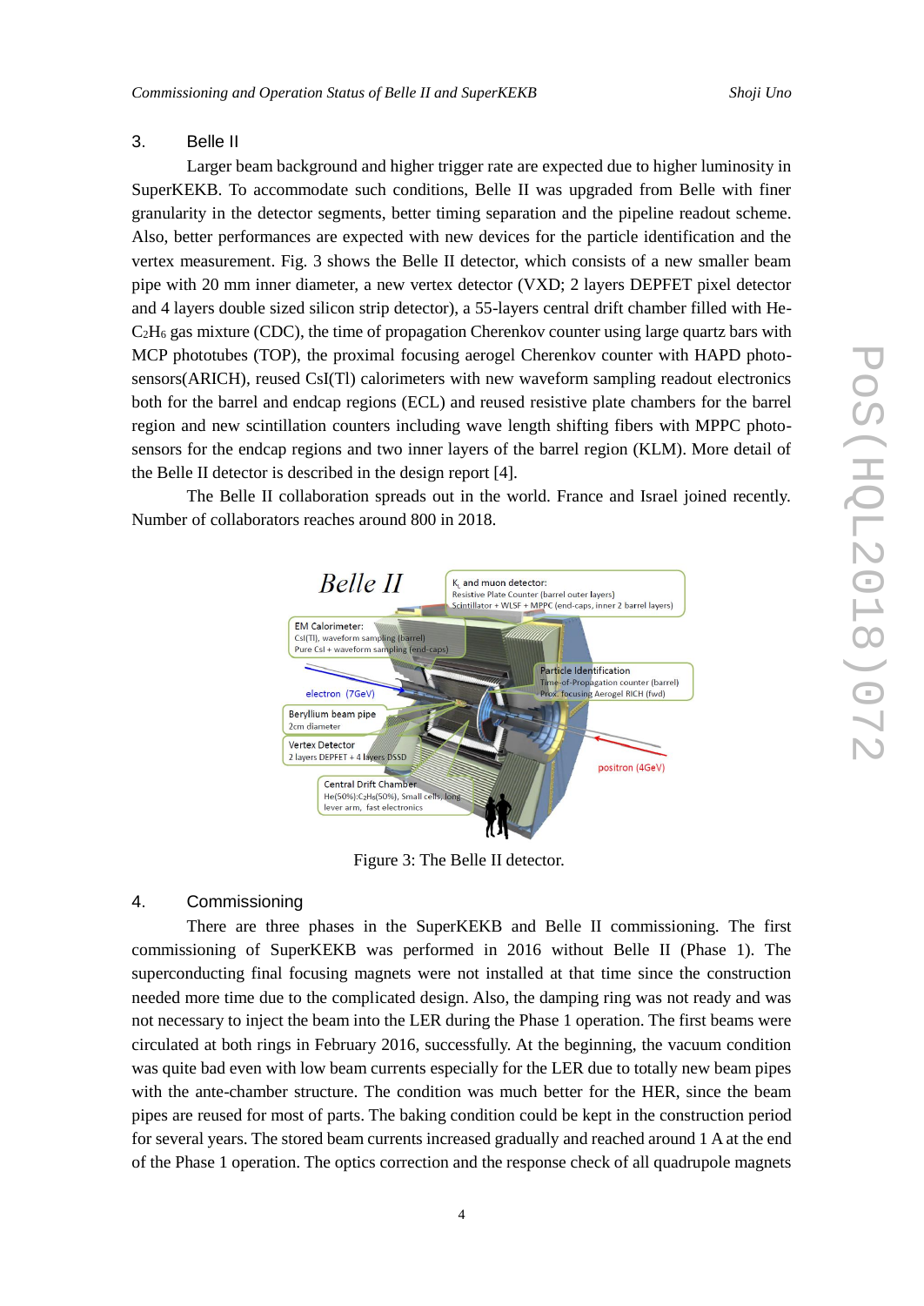## 3. Belle II

Larger beam background and higher trigger rate are expected due to higher luminosity in SuperKEKB. To accommodate such conditions, Belle II was upgraded from Belle with finer granularity in the detector segments, better timing separation and the pipeline readout scheme. Also, better performances are expected with new devices for the particle identification and the vertex measurement. Fig. 3 shows the Belle II detector, which consists of a new smaller beam pipe with 20 mm inner diameter, a new vertex detector (VXD; 2 layers DEPFET pixel detector and 4 layers double sized silicon strip detector), a 55-layers central drift chamber filled with He-$C_2H_6$ gas mixture (CDC), the time of propagation Cherenkov counter using large quartz bars with MCP phototubes (TOP), the proximal focusing aerogel Cherenkov counter with HAPD photo-sensors(ARICH), reused CsI(Tl) calorimeters with new waveform sampling readout electronics both for the barrel and endcap regions (ECL) and reused resistive plate chambers for the barrel region and new scintillation counters including wave length shifting fibers with MPPC photo-sensors for the endcap regions and two inner layers of the barrel region (KLM). More detail of the Belle II detector is described in the design report [4].

The Belle II collaboration spreads out in the world. France and Israel joined recently. Number of collaborators reaches around 800 in 2018.

Figure 3: The Belle II detector.

## 4. Commissioning

There are three phases in the SuperKEKB and Belle II commissioning. The first commissioning of SuperKEKB was performed in 2016 without Belle II (Phase 1). The superconducting final focusing magnets were not installed at that time since the construction needed more time due to the complicated design. Also, the damping ring was not ready and was not necessary to inject the beam into the LER during the Phase 1 operation. The first beams were circulated at both rings in February 2016, successfully. At the beginning, the vacuum condition was quite bad even with low beam currents especially for the LER due to totally new beam pipes with the ante-chamber structure. The condition was much better for the HER, since the beam pipes are reused for most of parts. The baking condition could be kept in the construction period for several years. The stored beam currents increased gradually and reached around 1 A at the end of the Phase 1 operation. The optics correction and the response check of all quadrupole magnets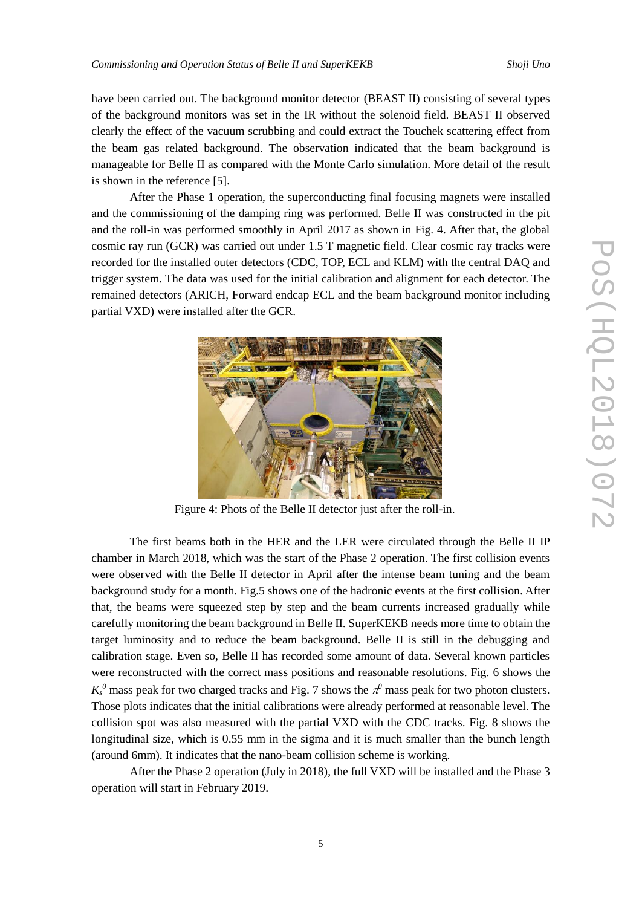have been carried out. The background monitor detector (BEAST II) consisting of several types of the background monitors was set in the IR without the solenoid field. BEAST II observed clearly the effect of the vacuum scrubbing and could extract the Touchek scattering effect from the beam gas related background. The observation indicated that the beam background is manageable for Belle II as compared with the Monte Carlo simulation. More detail of the result is shown in the reference [5].

After the Phase 1 operation, the superconducting final focusing magnets were installed and the commissioning of the damping ring was performed. Belle II was constructed in the pit and the roll-in was performed smoothly in April 2017 as shown in Fig. 4. After that, the global cosmic ray run (GCR) was carried out under 1.5 T magnetic field. Clear cosmic ray tracks were recorded for the installed outer detectors (CDC, TOP, ECL and KLM) with the central DAQ and trigger system. The data was used for the initial calibration and alignment for each detector. The remained detectors (ARICH, Forward endcap ECL and the beam background monitor including partial VXD) were installed after the GCR.

Figure 4: Phots of the Belle II detector just after the roll-in.

The first beams both in the HER and the LER were circulated through the Belle II IP chamber in March 2018, which was the start of the Phase 2 operation. The first collision events were observed with the Belle II detector in April after the intense beam tuning and the beam background study for a month. Fig.5 shows one of the hadronic events at the first collision. After that, the beams were squeezed step by step and the beam currents increased gradually while carefully monitoring the beam background in Belle II. SuperKEKB needs more time to obtain the target luminosity and to reduce the beam background. Belle II is still in the debugging and calibration stage. Even so, Belle II has recorded some amount of data. Several known particles were reconstructed with the correct mass positions and reasonable resolutions. Fig. 6 shows the $K_s^0$ mass peak for two charged tracks and Fig. 7 shows the $\pi^0$ mass peak for two photon clusters. Those plots indicates that the initial calibrations were already performed at reasonable level. The collision spot was also measured with the partial VXD with the CDC tracks. Fig. 8 shows the longitudinal size, which is 0.55 mm in the sigma and it is much smaller than the bunch length (around 6mm). It indicates that the nano-beam collision scheme is working.

After the Phase 2 operation (July in 2018), the full VXD will be installed and the Phase 3 operation will start in February 2019.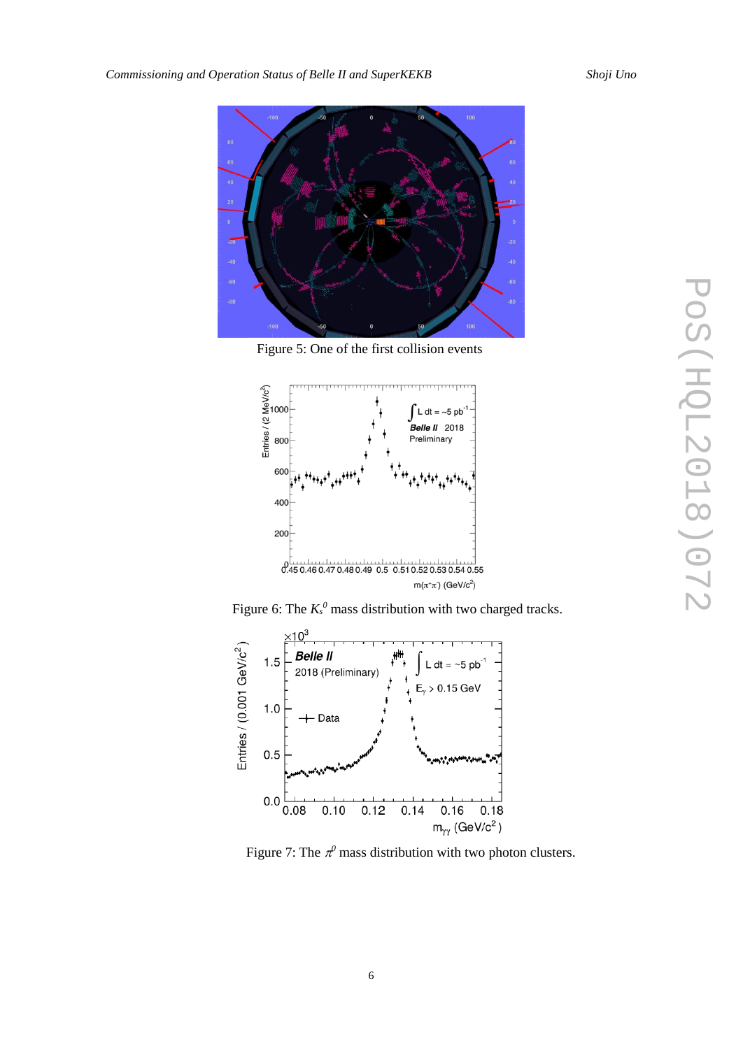Figure 5: One of the first collision events

Figure 6: The $K_s^0$ mass distribution with two charged tracks.

Figure 7: The $\pi^0$ mass distribution with two photon clusters.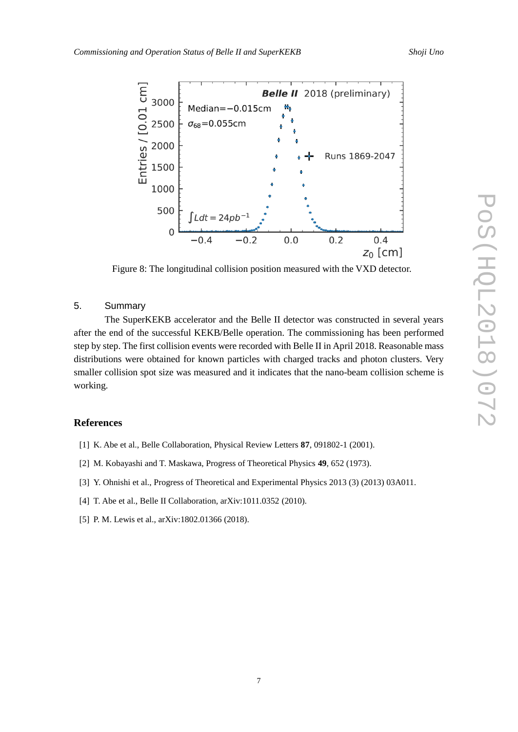Belle II 2018 (preliminary)

Median=−0.015cm

$\sigma_{68}$=0.055cm

Runs 1869-2047

$\int Ldt = 24pb^{-1}$

Entries / [0.01 cm]

$z_0$ [cm]

Figure 8: The longitudinal collision position measured with the VXD detector.

## 5. Summary

The SuperKEKB accelerator and the Belle II detector was constructed in several years after the end of the successful KEKB/Belle operation. The commissioning has been performed step by step. The first collision events were recorded with Belle II in April 2018. Reasonable mass distributions were obtained for known particles with charged tracks and photon clusters. Very smaller collision spot size was measured and it indicates that the nano-beam collision scheme is working.

## References

[1] K. Abe et al., Belle Collaboration, Physical Review Letters **87**, 091802-1 (2001).

[2] M. Kobayashi and T. Maskawa, Progress of Theoretical Physics **49**, 652 (1973).

[3] Y. Ohnishi et al., Progress of Theoretical and Experimental Physics 2013 (3) (2013) 03A011.

[4] T. Abe et al., Belle II Collaboration, arXiv:1011.0352 (2010).

[5] P. M. Lewis et al., arXiv:1802.01366 (2018).